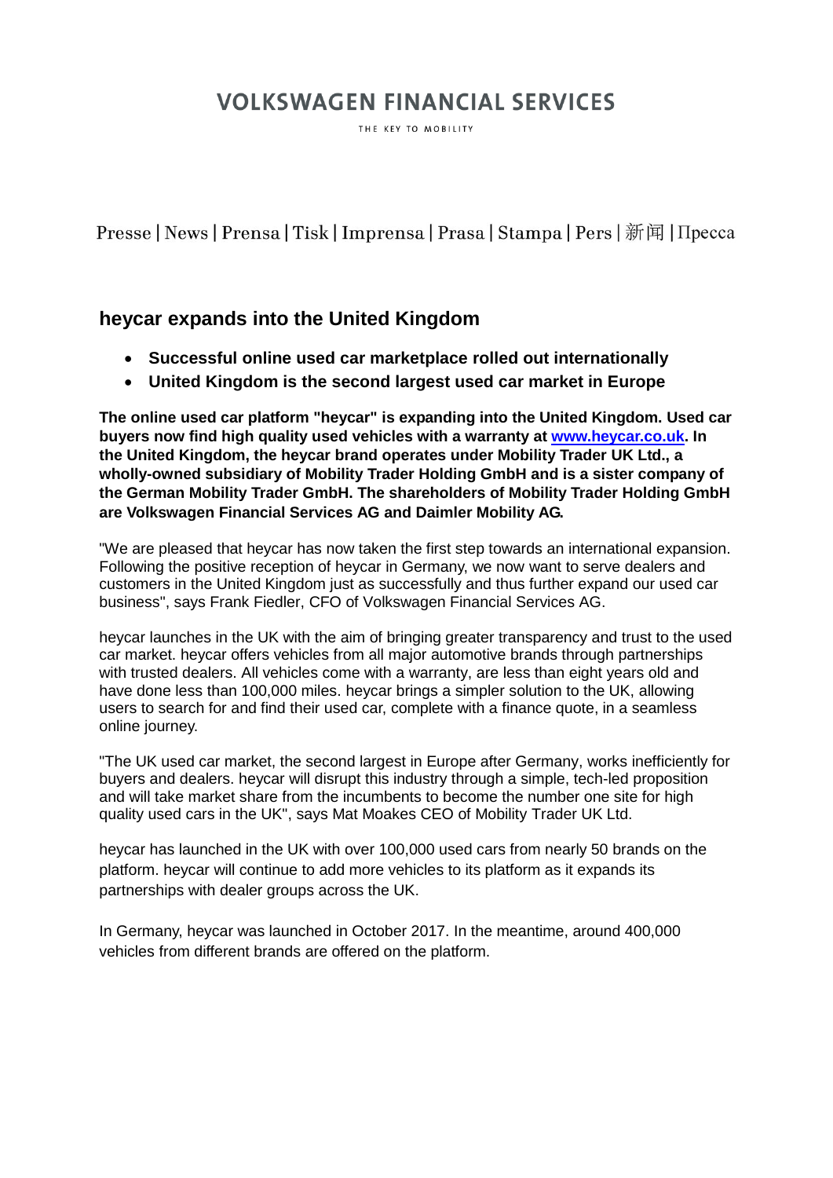# VOLKSWAGEN FINANCIAL SERVICES

THE KEY TO MOBILITY

Presse | News | Prensa | Tisk | Imprensa | Prasa | Stampa | Pers | 新闻 | Пресса

## heycar expands into the United Kingdom

- **Successful online used car marketplace rolled out internationally**
- **United Kingdom is the second largest used car market in Europe**

**The online used car platform "heycar" is expanding into the United Kingdom. Used car buyers now find high quality used vehicles with a warranty at [www.heycar.co.uk](http://www.heycar.co.uk). In the United Kingdom, the heycar brand operates under Mobility Trader UK Ltd., a wholly-owned subsidiary of Mobility Trader Holding GmbH and is a sister company of the German Mobility Trader GmbH. The shareholders of Mobility Trader Holding GmbH are Volkswagen Financial Services AG and Daimler Mobility AG.**

"We are pleased that heycar has now taken the first step towards an international expansion. Following the positive reception of heycar in Germany, we now want to serve dealers and customers in the United Kingdom just as successfully and thus further expand our used car business", says Frank Fiedler, CFO of Volkswagen Financial Services AG.

heycar launches in the UK with the aim of bringing greater transparency and trust to the used car market. heycar offers vehicles from all major automotive brands through partnerships with trusted dealers. All vehicles come with a warranty, are less than eight years old and have done less than 100,000 miles. heycar brings a simpler solution to the UK, allowing users to search for and find their used car, complete with a finance quote, in a seamless online journey.

"The UK used car market, the second largest in Europe after Germany, works inefficiently for buyers and dealers. heycar will disrupt this industry through a simple, tech-led proposition and will take market share from the incumbents to become the number one site for high quality used cars in the UK", says Mat Moakes CEO of Mobility Trader UK Ltd.

heycar has launched in the UK with over 100,000 used cars from nearly 50 brands on the platform. heycar will continue to add more vehicles to its platform as it expands its partnerships with dealer groups across the UK.

In Germany, heycar was launched in October 2017. In the meantime, around 400,000 vehicles from different brands are offered on the platform.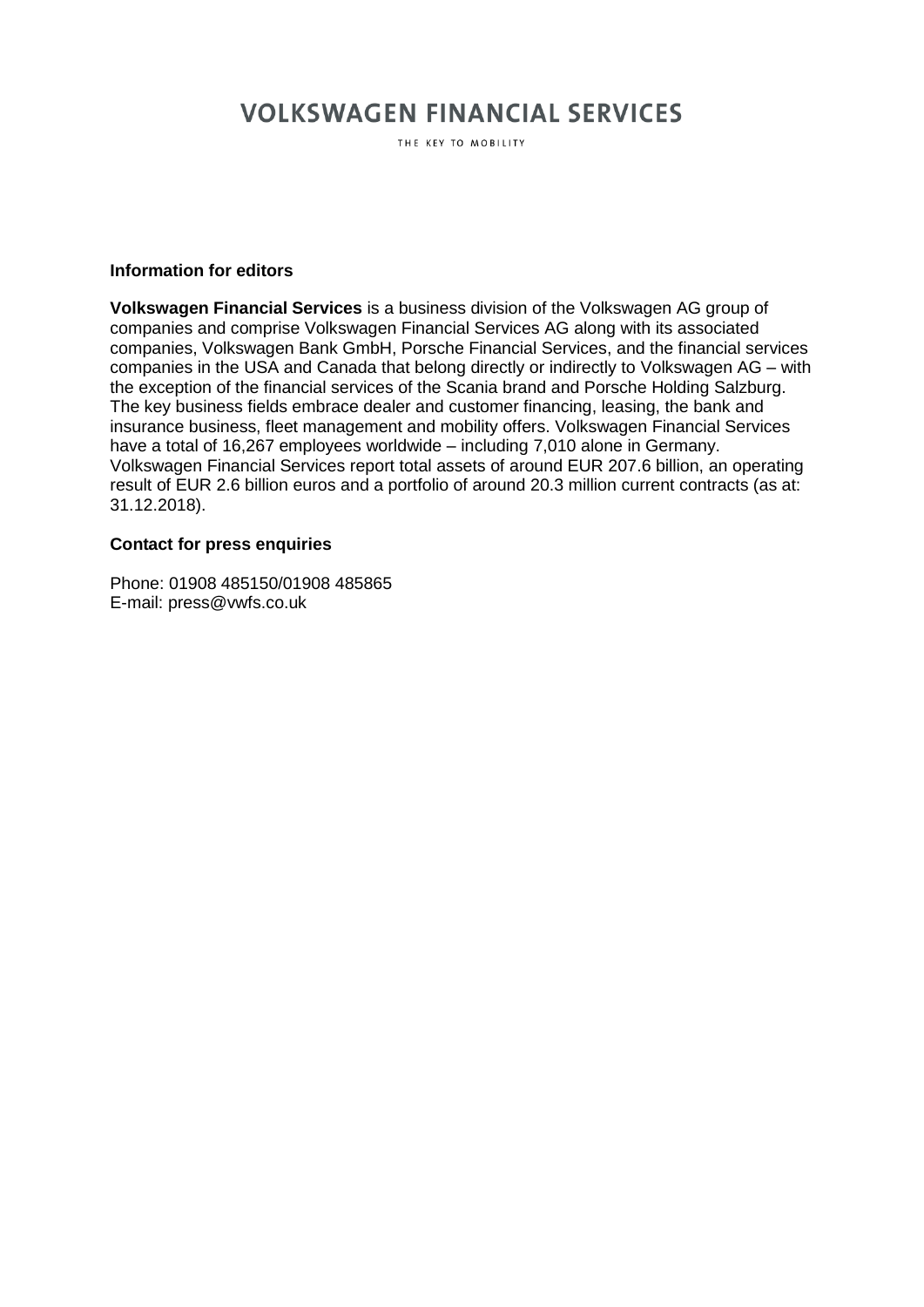**Information for editors**

**Volkswagen Financial Services** is a business division of the Volkswagen AG group of companies and comprise Volkswagen Financial Services AG along with its associated companies, Volkswagen Bank GmbH, Porsche Financial Services, and the financial services companies in the USA and Canada that belong directly or indirectly to Volkswagen AG – with the exception of the financial services of the Scania brand and Porsche Holding Salzburg. The key business fields embrace dealer and customer financing, leasing, the bank and insurance business, fleet management and mobility offers. Volkswagen Financial Services have a total of 16,267 employees worldwide – including 7,010 alone in Germany. Volkswagen Financial Services report total assets of around EUR 207.6 billion, an operating result of EUR 2.6 billion euros and a portfolio of around 20.3 million current contracts (as at: 31.12.2018).

**Contact for press enquiries**

Phone: 01908 485150/01908 485865
E-mail: press@vwfs.co.uk